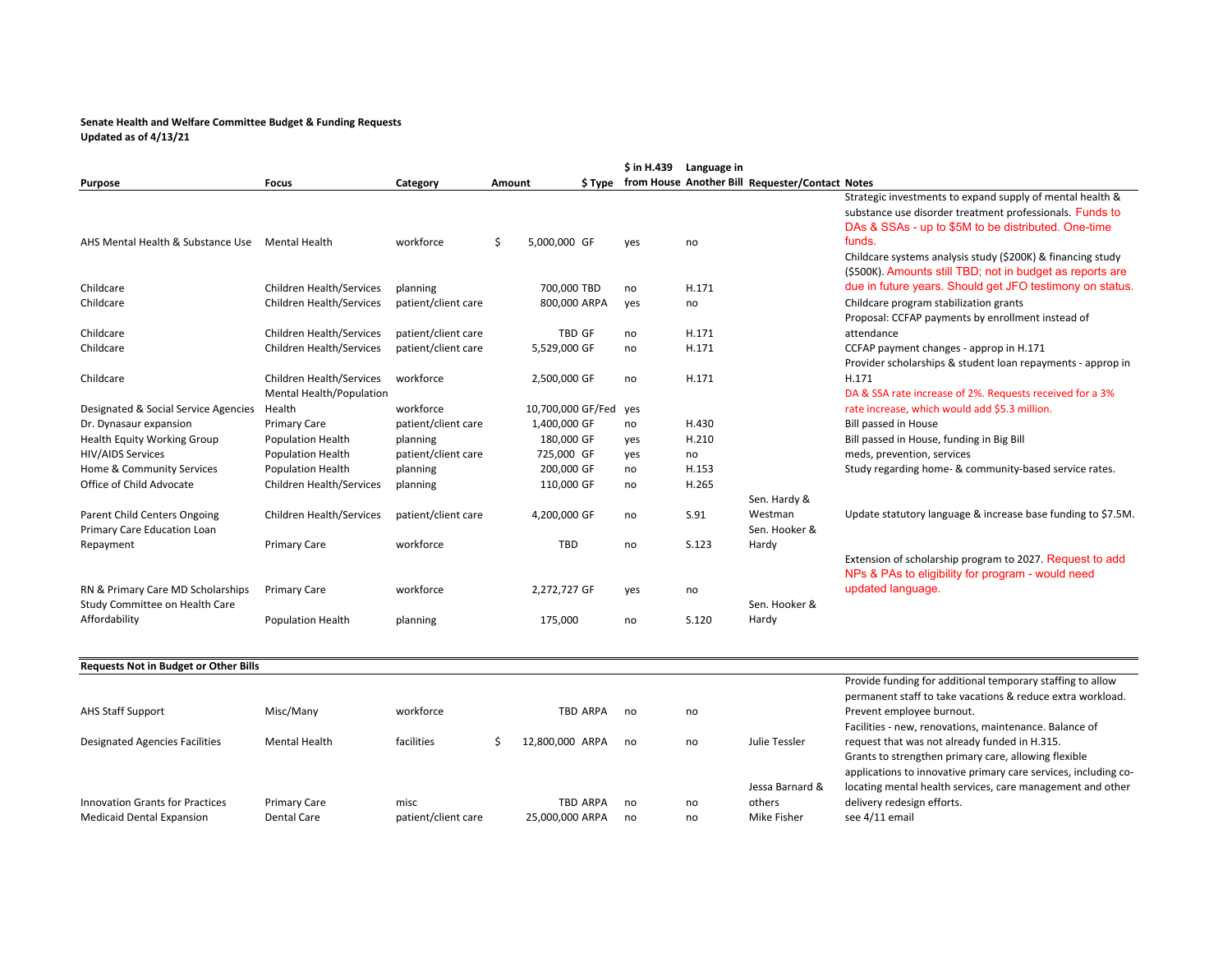**Senate Health and Welfare Committee Budget & Funding Requests**
**Updated as of 4/13/21**

| Purpose | Focus | Category | Amount | $ Type | $ in H.439 from House | Language in Another Bill | Requester/Contact | Notes |
|---|---|---|---|---|---|---|---|---|
| AHS Mental Health & Substance Use | Mental Health | workforce | $ 5,000,000 | GF | yes | no | | Strategic investments to expand supply of mental health & substance use disorder treatment professionals. Funds to DAs & SSAs - up to $5M to be distributed. One-time funds. |
| Childcare | Children Health/Services | planning | 700,000 | TBD | no | H.171 | | Childcare systems analysis study ($200K) & financing study ($500K). Amounts still TBD; not in budget as reports are due in future years. Should get JFO testimony on status. |
| Childcare | Children Health/Services | patient/client care | 800,000 | ARPA | yes | no | | Childcare program stabilization grants |
| Childcare | Children Health/Services | patient/client care | TBD | GF | no | H.171 | | Proposal: CCFAP payments by enrollment instead of attendance |
| Childcare | Children Health/Services | patient/client care | 5,529,000 | GF | no | H.171 | | CCFAP payment changes - approp in H.171 |
| Childcare | Children Health/Services | workforce | 2,500,000 | GF | no | H.171 | | Provider scholarships & student loan repayments - approp in H.171 |
| Designated & Social Service Agencies | Mental Health/Population Health | workforce | 10,700,000 | GF/Fed | yes | | | DA & SSA rate increase of 2%. Requests received for a 3% rate increase, which would add $5.3 million. |
| Dr. Dynasaur expansion | Primary Care | patient/client care | 1,400,000 | GF | no | H.430 | | Bill passed in House |
| Health Equity Working Group | Population Health | planning | 180,000 | GF | yes | H.210 | | Bill passed in House, funding in Big Bill |
| HIV/AIDS Services | Population Health | patient/client care | 725,000 | GF | yes | no | | meds, prevention, services |
| Home & Community Services | Population Health | planning | 200,000 | GF | no | H.153 | | Study regarding home- & community-based service rates. |
| Office of Child Advocate | Children Health/Services | planning | 110,000 | GF | no | H.265 | | |
| Parent Child Centers Ongoing | Children Health/Services | patient/client care | 4,200,000 | GF | no | S.91 | Sen. Hardy & Westman | Update statutory language & increase base funding to $7.5M. |
| Primary Care Education Loan Repayment | Primary Care | workforce | TBD | | no | S.123 | Sen. Hooker & Hardy | |
| RN & Primary Care MD Scholarships | Primary Care | workforce | 2,272,727 | GF | yes | no | | Extension of scholarship program to 2027. Request to add NPs & PAs to eligibility for program - would need updated language. |
| Study Committee on Health Care Affordability | Population Health | planning | 175,000 | | no | S.120 | Sen. Hooker & Hardy | |

**Requests Not in Budget or Other Bills**

| Purpose | Focus | Category | Amount | $ Type | $ in H.439 from House | Language in Another Bill | Requester/Contact | Notes |
|---|---|---|---|---|---|---|---|---|
| AHS Staff Support | Misc/Many | workforce | TBD | ARPA | no | no | | Provide funding for additional temporary staffing to allow permanent staff to take vacations & reduce extra workload. Prevent employee burnout. |
| Designated Agencies Facilities | Mental Health | facilities | $ 12,800,000 | ARPA | no | no | Julie Tessler | Facilities - new, renovations, maintenance. Balance of request that was not already funded in H.315. |
| Innovation Grants for Practices | Primary Care | misc | TBD | ARPA | no | no | Jessa Barnard & others | Grants to strengthen primary care, allowing flexible applications to innovative primary care services, including co-locating mental health services, care management and other delivery redesign efforts. |
| Medicaid Dental Expansion | Dental Care | patient/client care | 25,000,000 | ARPA | no | no | Mike Fisher | see 4/11 email |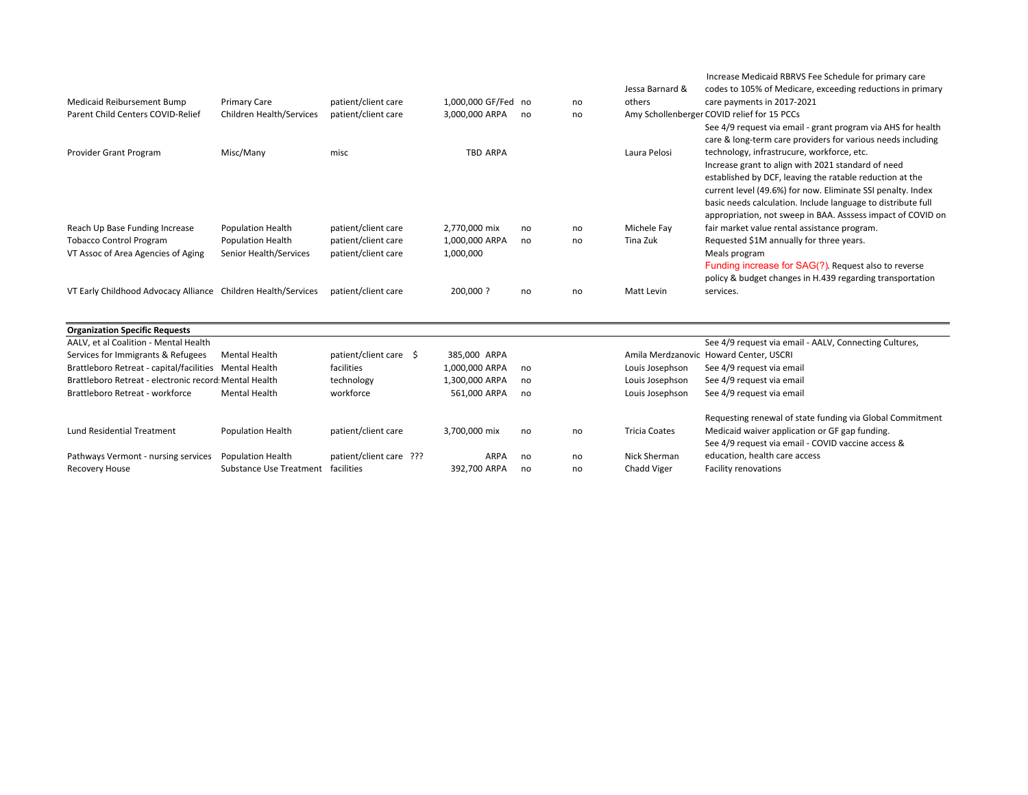| | | | | | | | |
|---|---|---|---|---|---|---|---|
| Medicaid Reibursement Bump | Primary Care | patient/client care | 1,000,000 GF/Fed | no | no | Jessa Barnard & others | Increase Medicaid RBRVS Fee Schedule for primary care codes to 105% of Medicare, exceeding reductions in primary care payments in 2017-2021 |
| Parent Child Centers COVID-Relief | Children Health/Services | patient/client care | 3,000,000 ARPA | no | no | Amy Schollenberger | COVID relief for 15 PCCs |
| Provider Grant Program | Misc/Many | misc | TBD ARPA | | | Laura Pelosi | See 4/9 request via email - grant program via AHS for health care & long-term care providers for various needs including technology, infrastrucure, workforce, etc. |
| Reach Up Base Funding Increase | Population Health | patient/client care | 2,770,000 mix | no | no | Michele Fay | Increase grant to align with 2021 standard of need established by DCF, leaving the ratable reduction at the current level (49.6%) for now. Eliminate SSI penalty. Index basic needs calculation. Include language to distribute full appropriation, not sweep in BAA. Asssess impact of COVID on fair market value rental assistance program. |
| Tobacco Control Program | Population Health | patient/client care | 1,000,000 ARPA | no | no | Tina Zuk | Requested $1M annually for three years. |
| VT Assoc of Area Agencies of Aging | Senior Health/Services | patient/client care | 1,000,000 | | | | Meals program |
| VT Early Childhood Advocacy Alliance | Children Health/Services | patient/client care | 200,000 ? | no | no | Matt Levin | Funding increase for SAG(?). Request also to reverse policy & budget changes in H.439 regarding transportation services. |

| **Organization Specific Requests** | | | | | | | |
|---|---|---|---|---|---|---|---|
| AALV, et al Coalition - Mental Health Services for Immigrants & Refugees | Mental Health | patient/client care | $ 385,000 ARPA | | | Amila Merdzanovic | See 4/9 request via email - AALV, Connecting Cultures, Howard Center, USCRI |
| Brattleboro Retreat - capital/facilities | Mental Health | facilities | 1,000,000 ARPA | no | | Louis Josephson | See 4/9 request via email |
| Brattleboro Retreat - electronic record | Mental Health | technology | 1,300,000 ARPA | no | | Louis Josephson | See 4/9 request via email |
| Brattleboro Retreat - workforce | Mental Health | workforce | 561,000 ARPA | no | | Louis Josephson | See 4/9 request via email |
| Lund Residential Treatment | Population Health | patient/client care | 3,700,000 mix | no | no | Tricia Coates | Requesting renewal of state funding via Global Commitment Medicaid waiver application or GF gap funding. |
| Pathways Vermont - nursing services | Population Health | patient/client care ??? | ARPA | no | no | Nick Sherman | See 4/9 request via email - COVID vaccine access & education, health care access |
| Recovery House | Substance Use Treatment | facilities | 392,700 ARPA | no | no | Chadd Viger | Facility renovations |